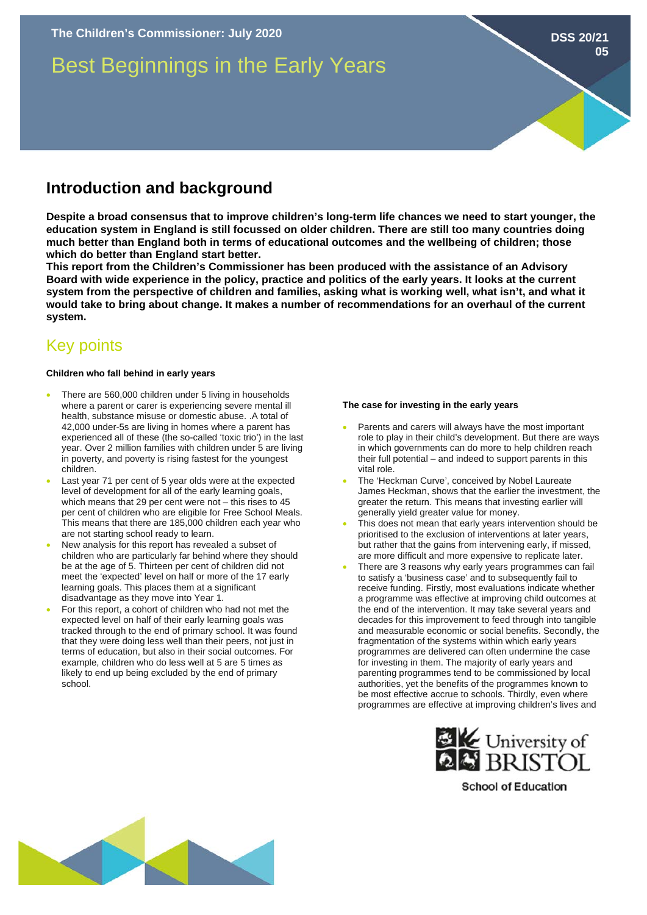The Children's Commissioner: July 2020

DSS 20/21 05

# Best Beginnings in the Early Years

## Introduction and background

**Despite a broad consensus that to improve children's long-term life chances we need to start younger, the education system in England is still focussed on older children. There are still too many countries doing much better than England both in terms of educational outcomes and the wellbeing of children; those which do better than England start better.**

**This report from the Children's Commissioner has been produced with the assistance of an Advisory Board with wide experience in the policy, practice and politics of the early years. It looks at the current system from the perspective of children and families, asking what is working well, what isn't, and what it would take to bring about change. It makes a number of recommendations for an overhaul of the current system.**

## Key points

**Children who fall behind in early years**

- There are 560,000 children under 5 living in households where a parent or carer is experiencing severe mental ill health, substance misuse or domestic abuse. .A total of 42,000 under-5s are living in homes where a parent has experienced all of these (the so-called 'toxic trio') in the last year. Over 2 million families with children under 5 are living in poverty, and poverty is rising fastest for the youngest children.
- Last year 71 per cent of 5 year olds were at the expected level of development for all of the early learning goals, which means that 29 per cent were not – this rises to 45 per cent of children who are eligible for Free School Meals. This means that there are 185,000 children each year who are not starting school ready to learn.
- New analysis for this report has revealed a subset of children who are particularly far behind where they should be at the age of 5. Thirteen per cent of children did not meet the 'expected' level on half or more of the 17 early learning goals. This places them at a significant disadvantage as they move into Year 1.
- For this report, a cohort of children who had not met the expected level on half of their early learning goals was tracked through to the end of primary school. It was found that they were doing less well than their peers, not just in terms of education, but also in their social outcomes. For example, children who do less well at 5 are 5 times as likely to end up being excluded by the end of primary school.

**The case for investing in the early years**

- Parents and carers will always have the most important role to play in their child's development. But there are ways in which governments can do more to help children reach their full potential – and indeed to support parents in this vital role.
- The 'Heckman Curve', conceived by Nobel Laureate James Heckman, shows that the earlier the investment, the greater the return. This means that investing earlier will generally yield greater value for money.
- This does not mean that early years intervention should be prioritised to the exclusion of interventions at later years, but rather that the gains from intervening early, if missed, are more difficult and more expensive to replicate later.
- There are 3 reasons why early years programmes can fail to satisfy a 'business case' and to subsequently fail to receive funding. Firstly, most evaluations indicate whether a programme was effective at improving child outcomes at the end of the intervention. It may take several years and decades for this improvement to feed through into tangible and measurable economic or social benefits. Secondly, the fragmentation of the systems within which early years programmes are delivered can often undermine the case for investing in them. The majority of early years and parenting programmes tend to be commissioned by local authorities, yet the benefits of the programmes known to be most effective accrue to schools. Thirdly, even where programmes are effective at improving children's lives and

University of Bristol School of Education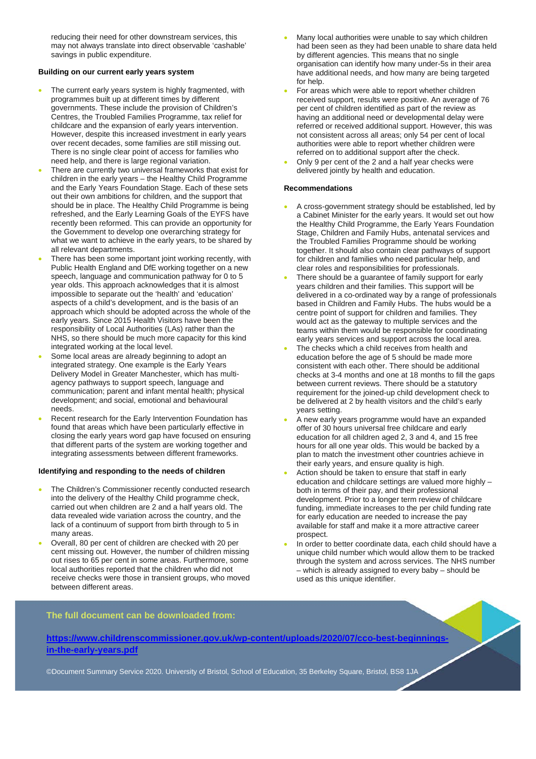reducing their need for other downstream services, this may not always translate into direct observable 'cashable' savings in public expenditure.

**Building on our current early years system**

- The current early years system is highly fragmented, with programmes built up at different times by different governments. These include the provision of Children's Centres, the Troubled Families Programme, tax relief for childcare and the expansion of early years intervention. However, despite this increased investment in early years over recent decades, some families are still missing out. There is no single clear point of access for families who need help, and there is large regional variation.
- There are currently two universal frameworks that exist for children in the early years – the Healthy Child Programme and the Early Years Foundation Stage. Each of these sets out their own ambitions for children, and the support that should be in place. The Healthy Child Programme is being refreshed, and the Early Learning Goals of the EYFS have recently been reformed. This can provide an opportunity for the Government to develop one overarching strategy for what we want to achieve in the early years, to be shared by all relevant departments.
- There has been some important joint working recently, with Public Health England and DfE working together on a new speech, language and communication pathway for 0 to 5 year olds. This approach acknowledges that it is almost impossible to separate out the 'health' and 'education' aspects of a child's development, and is the basis of an approach which should be adopted across the whole of the early years. Since 2015 Health Visitors have been the responsibility of Local Authorities (LAs) rather than the NHS, so there should be much more capacity for this kind integrated working at the local level.
- Some local areas are already beginning to adopt an integrated strategy. One example is the Early Years Delivery Model in Greater Manchester, which has multi-agency pathways to support speech, language and communication; parent and infant mental health; physical development; and social, emotional and behavioural needs.
- Recent research for the Early Intervention Foundation has found that areas which have been particularly effective in closing the early years word gap have focused on ensuring that different parts of the system are working together and integrating assessments between different frameworks.

**Identifying and responding to the needs of children**

- The Children's Commissioner recently conducted research into the delivery of the Healthy Child programme check, carried out when children are 2 and a half years old. The data revealed wide variation across the country, and the lack of a continuum of support from birth through to 5 in many areas.
- Overall, 80 per cent of children are checked with 20 per cent missing out. However, the number of children missing out rises to 65 per cent in some areas. Furthermore, some local authorities reported that the children who did not receive checks were those in transient groups, who moved between different areas.
- Many local authorities were unable to say which children had been seen as they had been unable to share data held by different agencies. This means that no single organisation can identify how many under-5s in their area have additional needs, and how many are being targeted for help.
- For areas which were able to report whether children received support, results were positive. An average of 76 per cent of children identified as part of the review as having an additional need or developmental delay were referred or received additional support. However, this was not consistent across all areas; only 54 per cent of local authorities were able to report whether children were referred on to additional support after the check.
- Only 9 per cent of the 2 and a half year checks were delivered jointly by health and education.

**Recommendations**

- A cross-government strategy should be established, led by a Cabinet Minister for the early years. It would set out how the Healthy Child Programme, the Early Years Foundation Stage, Children and Family Hubs, antenatal services and the Troubled Families Programme should be working together. It should also contain clear pathways of support for children and families who need particular help, and clear roles and responsibilities for professionals.
- There should be a guarantee of family support for early years children and their families. This support will be delivered in a co-ordinated way by a range of professionals based in Children and Family Hubs. The hubs would be a centre point of support for children and families. They would act as the gateway to multiple services and the teams within them would be responsible for coordinating early years services and support across the local area.
- The checks which a child receives from health and education before the age of 5 should be made more consistent with each other. There should be additional checks at 3-4 months and one at 18 months to fill the gaps between current reviews. There should be a statutory requirement for the joined-up child development check to be delivered at 2 by health visitors and the child's early years setting.
- A new early years programme would have an expanded offer of 30 hours universal free childcare and early education for all children aged 2, 3 and 4, and 15 free hours for all one year olds. This would be backed by a plan to match the investment other countries achieve in their early years, and ensure quality is high.
- Action should be taken to ensure that staff in early education and childcare settings are valued more highly – both in terms of their pay, and their professional development. Prior to a longer term review of childcare funding, immediate increases to the per child funding rate for early education are needed to increase the pay available for staff and make it a more attractive career prospect.
- In order to better coordinate data, each child should have a unique child number which would allow them to be tracked through the system and across services. The NHS number – which is already assigned to every baby – should be used as this unique identifier.

**The full document can be downloaded from:**

https://www.childrenscommissioner.gov.uk/wp-content/uploads/2020/07/cco-best-beginnings-in-the-early-years.pdf

©Document Summary Service 2020. University of Bristol, School of Education, 35 Berkeley Square, Bristol, BS8 1JA